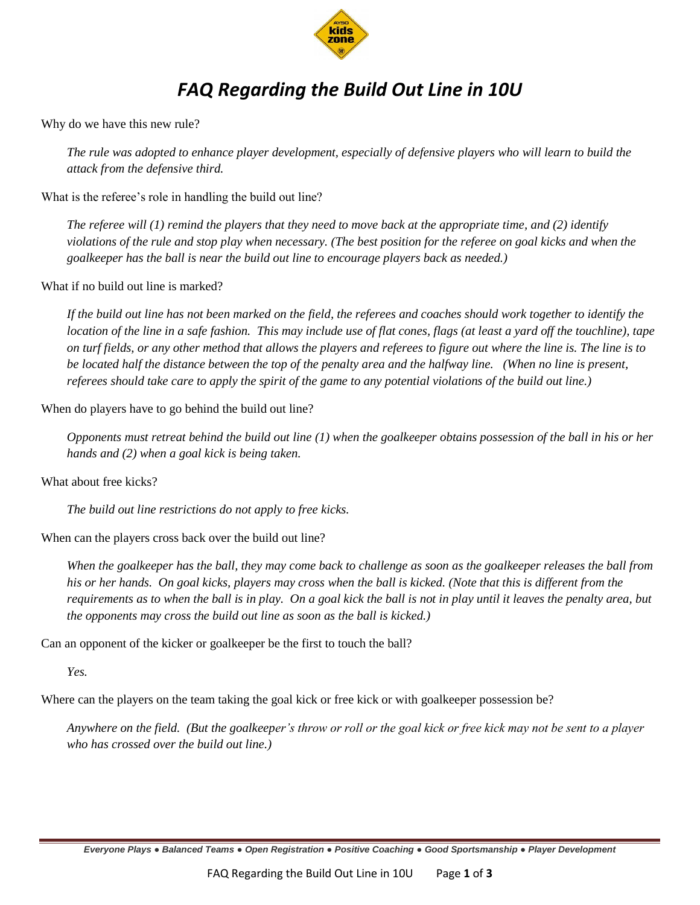# *FAQ Regarding the Build Out Line in 10U*

Why do we have this new rule?

*The rule was adopted to enhance player development, especially of defensive players who will learn to build the attack from the defensive third.*

What is the referee's role in handling the build out line?

*The referee will (1) remind the players that they need to move back at the appropriate time, and (2) identify violations of the rule and stop play when necessary. (The best position for the referee on goal kicks and when the goalkeeper has the ball is near the build out line to encourage players back as needed.)*

What if no build out line is marked?

*If the build out line has not been marked on the field, the referees and coaches should work together to identify the location of the line in a safe fashion. This may include use of flat cones, flags (at least a yard off the touchline), tape on turf fields, or any other method that allows the players and referees to figure out where the line is. The line is to be located half the distance between the top of the penalty area and the halfway line. (When no line is present, referees should take care to apply the spirit of the game to any potential violations of the build out line.)*

When do players have to go behind the build out line?

*Opponents must retreat behind the build out line (1) when the goalkeeper obtains possession of the ball in his or her hands and (2) when a goal kick is being taken.*

What about free kicks?

*The build out line restrictions do not apply to free kicks.*

When can the players cross back over the build out line?

*When the goalkeeper has the ball, they may come back to challenge as soon as the goalkeeper releases the ball from his or her hands. On goal kicks, players may cross when the ball is kicked. (Note that this is different from the requirements as to when the ball is in play. On a goal kick the ball is not in play until it leaves the penalty area, but the opponents may cross the build out line as soon as the ball is kicked.)*

Can an opponent of the kicker or goalkeeper be the first to touch the ball?

*Yes.*

Where can the players on the team taking the goal kick or free kick or with goalkeeper possession be?

*Anywhere on the field. (But the goalkeeper's throw or roll or the goal kick or free kick may not be sent to a player who has crossed over the build out line.)*

***Everyone Plays ● Balanced Teams ● Open Registration ● Positive Coaching ● Good Sportsmanship ● Player Development***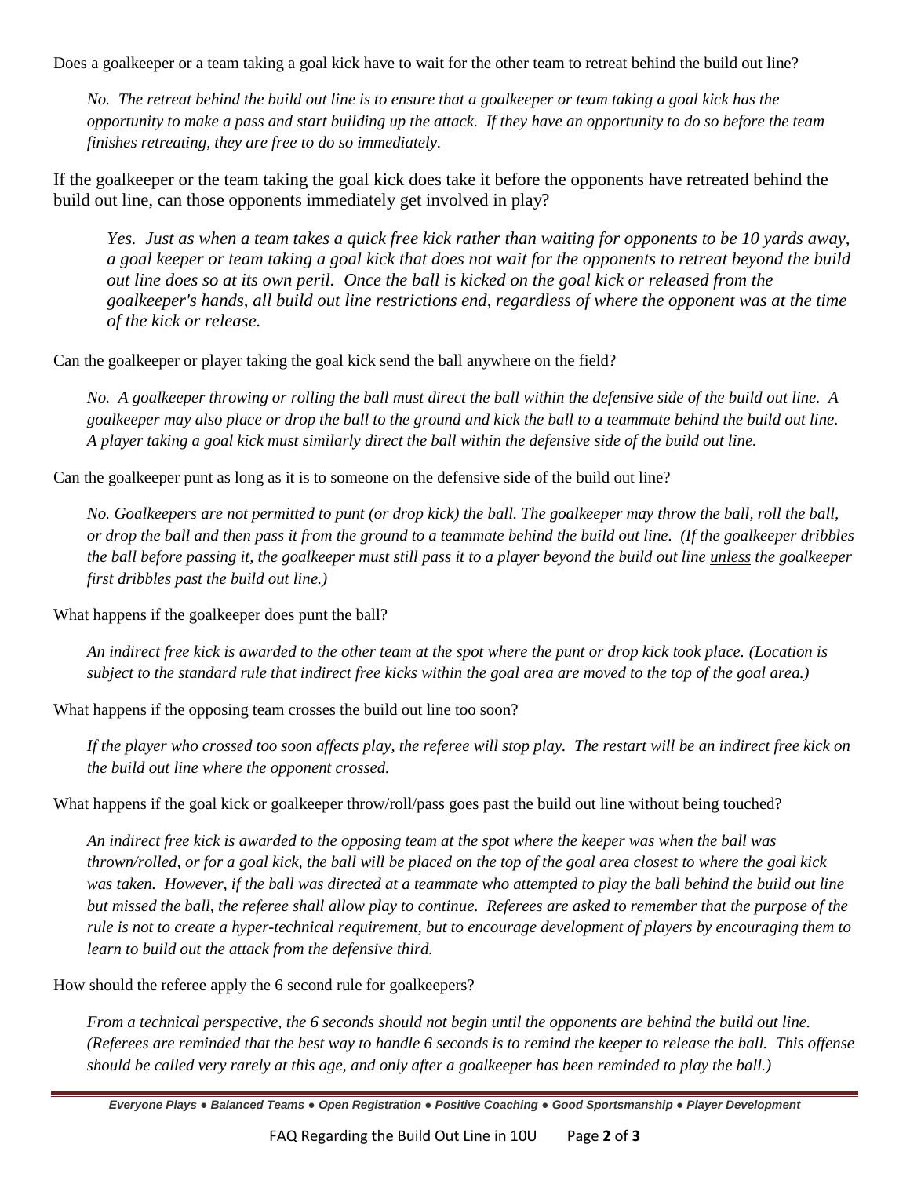Does a goalkeeper or a team taking a goal kick have to wait for the other team to retreat behind the build out line?

> *No. The retreat behind the build out line is to ensure that a goalkeeper or team taking a goal kick has the opportunity to make a pass and start building up the attack. If they have an opportunity to do so before the team finishes retreating, they are free to do so immediately.*

If the goalkeeper or the team taking the goal kick does take it before the opponents have retreated behind the build out line, can those opponents immediately get involved in play?

> *Yes. Just as when a team takes a quick free kick rather than waiting for opponents to be 10 yards away, a goal keeper or team taking a goal kick that does not wait for the opponents to retreat beyond the build out line does so at its own peril. Once the ball is kicked on the goal kick or released from the goalkeeper's hands, all build out line restrictions end, regardless of where the opponent was at the time of the kick or release.*

Can the goalkeeper or player taking the goal kick send the ball anywhere on the field?

> *No. A goalkeeper throwing or rolling the ball must direct the ball within the defensive side of the build out line. A goalkeeper may also place or drop the ball to the ground and kick the ball to a teammate behind the build out line. A player taking a goal kick must similarly direct the ball within the defensive side of the build out line.*

Can the goalkeeper punt as long as it is to someone on the defensive side of the build out line?

> *No. Goalkeepers are not permitted to punt (or drop kick) the ball. The goalkeeper may throw the ball, roll the ball, or drop the ball and then pass it from the ground to a teammate behind the build out line. (If the goalkeeper dribbles the ball before passing it, the goalkeeper must still pass it to a player beyond the build out line <u>unless</u> the goalkeeper first dribbles past the build out line.)*

What happens if the goalkeeper does punt the ball?

> *An indirect free kick is awarded to the other team at the spot where the punt or drop kick took place. (Location is subject to the standard rule that indirect free kicks within the goal area are moved to the top of the goal area.)*

What happens if the opposing team crosses the build out line too soon?

> *If the player who crossed too soon affects play, the referee will stop play. The restart will be an indirect free kick on the build out line where the opponent crossed.*

What happens if the goal kick or goalkeeper throw/roll/pass goes past the build out line without being touched?

> *An indirect free kick is awarded to the opposing team at the spot where the keeper was when the ball was thrown/rolled, or for a goal kick, the ball will be placed on the top of the goal area closest to where the goal kick was taken. However, if the ball was directed at a teammate who attempted to play the ball behind the build out line but missed the ball, the referee shall allow play to continue. Referees are asked to remember that the purpose of the rule is not to create a hyper-technical requirement, but to encourage development of players by encouraging them to learn to build out the attack from the defensive third.*

How should the referee apply the 6 second rule for goalkeepers?

> *From a technical perspective, the 6 seconds should not begin until the opponents are behind the build out line. (Referees are reminded that the best way to handle 6 seconds is to remind the keeper to release the ball. This offense should be called very rarely at this age, and only after a goalkeeper has been reminded to play the ball.)*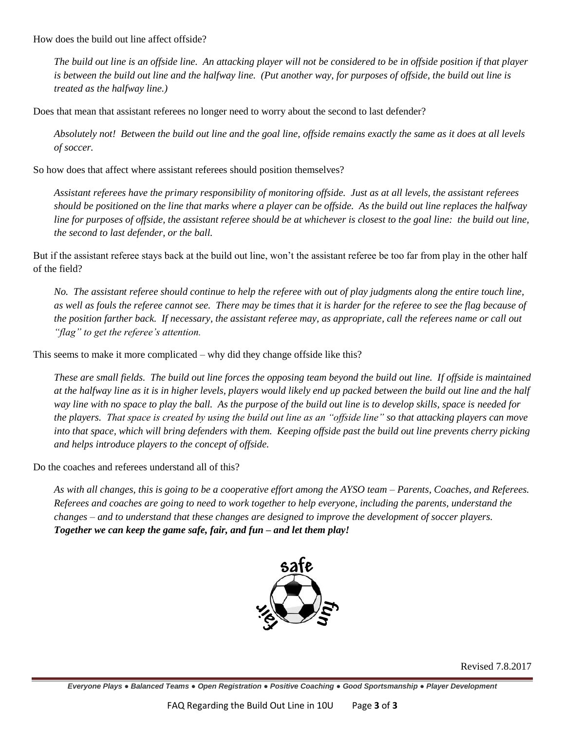How does the build out line affect offside?

*The build out line is an offside line. An attacking player will not be considered to be in offside position if that player is between the build out line and the halfway line. (Put another way, for purposes of offside, the build out line is treated as the halfway line.)*

Does that mean that assistant referees no longer need to worry about the second to last defender?

*Absolutely not! Between the build out line and the goal line, offside remains exactly the same as it does at all levels of soccer.*

So how does that affect where assistant referees should position themselves?

*Assistant referees have the primary responsibility of monitoring offside. Just as at all levels, the assistant referees should be positioned on the line that marks where a player can be offside. As the build out line replaces the halfway line for purposes of offside, the assistant referee should be at whichever is closest to the goal line: the build out line, the second to last defender, or the ball.*

But if the assistant referee stays back at the build out line, won't the assistant referee be too far from play in the other half of the field?

*No. The assistant referee should continue to help the referee with out of play judgments along the entire touch line, as well as fouls the referee cannot see. There may be times that it is harder for the referee to see the flag because of the position farther back. If necessary, the assistant referee may, as appropriate, call the referees name or call out "flag" to get the referee's attention.*

This seems to make it more complicated – why did they change offside like this?

*These are small fields. The build out line forces the opposing team beyond the build out line. If offside is maintained at the halfway line as it is in higher levels, players would likely end up packed between the build out line and the half way line with no space to play the ball. As the purpose of the build out line is to develop skills, space is needed for the players. That space is created by using the build out line as an "offside line" so that attacking players can move into that space, which will bring defenders with them. Keeping offside past the build out line prevents cherry picking and helps introduce players to the concept of offside.*

Do the coaches and referees understand all of this?

*As with all changes, this is going to be a cooperative effort among the AYSO team – Parents, Coaches, and Referees. Referees and coaches are going to need to work together to help everyone, including the parents, understand the changes – and to understand that these changes are designed to improve the development of soccer players.*
***Together we can keep the game safe, fair, and fun – and let them play!***

safe fair fun

Revised 7.8.2017

***Everyone Plays ● Balanced Teams ● Open Registration ● Positive Coaching ● Good Sportsmanship ● Player Development***